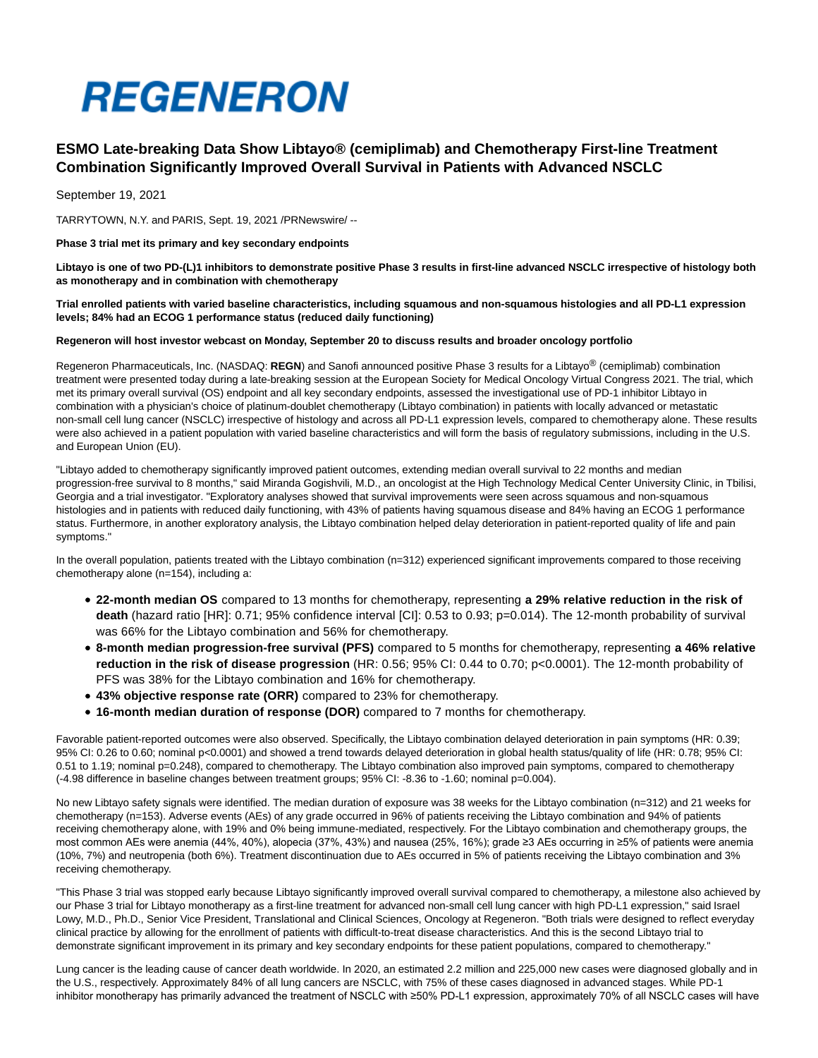# REGENERON

## ESMO Late-breaking Data Show Libtayo® (cemiplimab) and Chemotherapy First-line Treatment Combination Significantly Improved Overall Survival in Patients with Advanced NSCLC

September 19, 2021

TARRYTOWN, N.Y. and PARIS, Sept. 19, 2021 /PRNewswire/ --

**Phase 3 trial met its primary and key secondary endpoints**

**Libtayo is one of two PD-(L)1 inhibitors to demonstrate positive Phase 3 results in first-line advanced NSCLC irrespective of histology both as monotherapy and in combination with chemotherapy**

**Trial enrolled patients with varied baseline characteristics, including squamous and non-squamous histologies and all PD-L1 expression levels; 84% had an ECOG 1 performance status (reduced daily functioning)**

**Regeneron will host investor webcast on Monday, September 20 to discuss results and broader oncology portfolio**

Regeneron Pharmaceuticals, Inc. (NASDAQ: **REGN**) and Sanofi announced positive Phase 3 results for a Libtayo® (cemiplimab) combination treatment were presented today during a late-breaking session at the European Society for Medical Oncology Virtual Congress 2021. The trial, which met its primary overall survival (OS) endpoint and all key secondary endpoints, assessed the investigational use of PD-1 inhibitor Libtayo in combination with a physician's choice of platinum-doublet chemotherapy (Libtayo combination) in patients with locally advanced or metastatic non-small cell lung cancer (NSCLC) irrespective of histology and across all PD-L1 expression levels, compared to chemotherapy alone. These results were also achieved in a patient population with varied baseline characteristics and will form the basis of regulatory submissions, including in the U.S. and European Union (EU).

"Libtayo added to chemotherapy significantly improved patient outcomes, extending median overall survival to 22 months and median progression-free survival to 8 months," said Miranda Gogishvili, M.D., an oncologist at the High Technology Medical Center University Clinic, in Tbilisi, Georgia and a trial investigator. "Exploratory analyses showed that survival improvements were seen across squamous and non-squamous histologies and in patients with reduced daily functioning, with 43% of patients having squamous disease and 84% having an ECOG 1 performance status. Furthermore, in another exploratory analysis, the Libtayo combination helped delay deterioration in patient-reported quality of life and pain symptoms."

In the overall population, patients treated with the Libtayo combination (n=312) experienced significant improvements compared to those receiving chemotherapy alone (n=154), including a:

- **22-month median OS** compared to 13 months for chemotherapy, representing **a 29% relative reduction in the risk of death** (hazard ratio [HR]: 0.71; 95% confidence interval [CI]: 0.53 to 0.93; p=0.014). The 12-month probability of survival was 66% for the Libtayo combination and 56% for chemotherapy.
- **8-month median progression-free survival (PFS)** compared to 5 months for chemotherapy, representing **a 46% relative reduction in the risk of disease progression** (HR: 0.56; 95% CI: 0.44 to 0.70; p<0.0001). The 12-month probability of PFS was 38% for the Libtayo combination and 16% for chemotherapy.
- **43% objective response rate (ORR)** compared to 23% for chemotherapy.
- **16-month median duration of response (DOR)** compared to 7 months for chemotherapy.

Favorable patient-reported outcomes were also observed. Specifically, the Libtayo combination delayed deterioration in pain symptoms (HR: 0.39; 95% CI: 0.26 to 0.60; nominal p<0.0001) and showed a trend towards delayed deterioration in global health status/quality of life (HR: 0.78; 95% CI: 0.51 to 1.19; nominal p=0.248), compared to chemotherapy. The Libtayo combination also improved pain symptoms, compared to chemotherapy (-4.98 difference in baseline changes between treatment groups; 95% CI: -8.36 to -1.60; nominal p=0.004).

No new Libtayo safety signals were identified. The median duration of exposure was 38 weeks for the Libtayo combination (n=312) and 21 weeks for chemotherapy (n=153). Adverse events (AEs) of any grade occurred in 96% of patients receiving the Libtayo combination and 94% of patients receiving chemotherapy alone, with 19% and 0% being immune-mediated, respectively. For the Libtayo combination and chemotherapy groups, the most common AEs were anemia (44%, 40%), alopecia (37%, 43%) and nausea (25%, 16%); grade ≥3 AEs occurring in ≥5% of patients were anemia (10%, 7%) and neutropenia (both 6%). Treatment discontinuation due to AEs occurred in 5% of patients receiving the Libtayo combination and 3% receiving chemotherapy.

"This Phase 3 trial was stopped early because Libtayo significantly improved overall survival compared to chemotherapy, a milestone also achieved by our Phase 3 trial for Libtayo monotherapy as a first-line treatment for advanced non-small cell lung cancer with high PD-L1 expression," said Israel Lowy, M.D., Ph.D., Senior Vice President, Translational and Clinical Sciences, Oncology at Regeneron. "Both trials were designed to reflect everyday clinical practice by allowing for the enrollment of patients with difficult-to-treat disease characteristics. And this is the second Libtayo trial to demonstrate significant improvement in its primary and key secondary endpoints for these patient populations, compared to chemotherapy."

Lung cancer is the leading cause of cancer death worldwide. In 2020, an estimated 2.2 million and 225,000 new cases were diagnosed globally and in the U.S., respectively. Approximately 84% of all lung cancers are NSCLC, with 75% of these cases diagnosed in advanced stages. While PD-1 inhibitor monotherapy has primarily advanced the treatment of NSCLC with ≥50% PD-L1 expression, approximately 70% of all NSCLC cases will have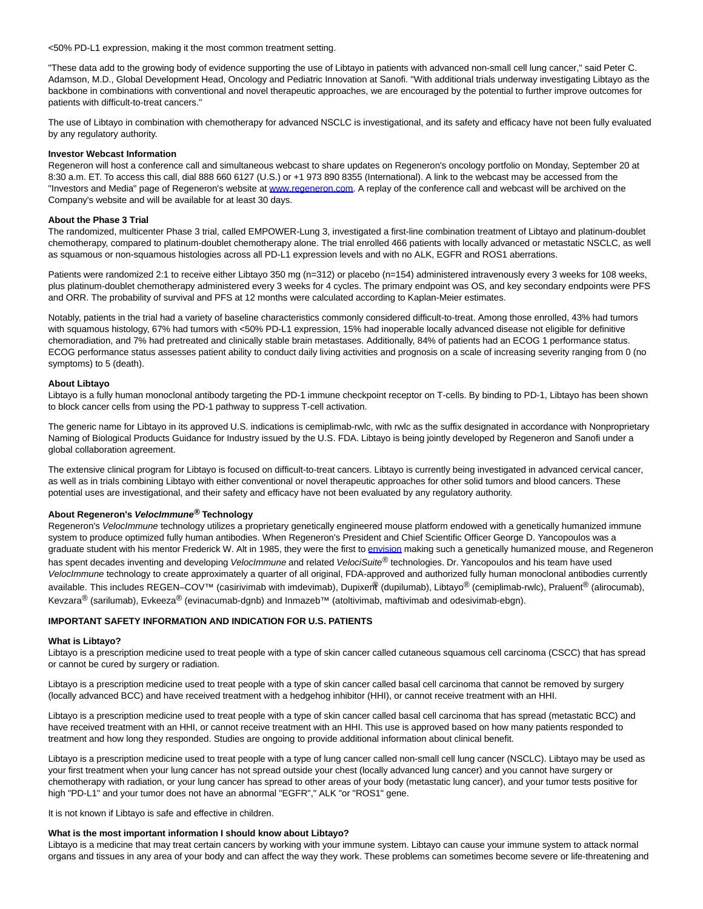<50% PD-L1 expression, making it the most common treatment setting.

"These data add to the growing body of evidence supporting the use of Libtayo in patients with advanced non-small cell lung cancer," said Peter C. Adamson, M.D., Global Development Head, Oncology and Pediatric Innovation at Sanofi. "With additional trials underway investigating Libtayo as the backbone in combinations with conventional and novel therapeutic approaches, we are encouraged by the potential to further improve outcomes for patients with difficult-to-treat cancers."

The use of Libtayo in combination with chemotherapy for advanced NSCLC is investigational, and its safety and efficacy have not been fully evaluated by any regulatory authority.

**Investor Webcast Information**

Regeneron will host a conference call and simultaneous webcast to share updates on Regeneron's oncology portfolio on Monday, September 20 at 8:30 a.m. ET. To access this call, dial 888 660 6127 (U.S.) or +1 973 890 8355 (International). A link to the webcast may be accessed from the "Investors and Media" page of Regeneron's website at www.regeneron.com. A replay of the conference call and webcast will be archived on the Company's website and will be available for at least 30 days.

**About the Phase 3 Trial**

The randomized, multicenter Phase 3 trial, called EMPOWER-Lung 3, investigated a first-line combination treatment of Libtayo and platinum-doublet chemotherapy, compared to platinum-doublet chemotherapy alone. The trial enrolled 466 patients with locally advanced or metastatic NSCLC, as well as squamous or non-squamous histologies across all PD-L1 expression levels and with no ALK, EGFR and ROS1 aberrations.

Patients were randomized 2:1 to receive either Libtayo 350 mg (n=312) or placebo (n=154) administered intravenously every 3 weeks for 108 weeks, plus platinum-doublet chemotherapy administered every 3 weeks for 4 cycles. The primary endpoint was OS, and key secondary endpoints were PFS and ORR. The probability of survival and PFS at 12 months were calculated according to Kaplan-Meier estimates.

Notably, patients in the trial had a variety of baseline characteristics commonly considered difficult-to-treat. Among those enrolled, 43% had tumors with squamous histology, 67% had tumors with <50% PD-L1 expression, 15% had inoperable locally advanced disease not eligible for definitive chemoradiation, and 7% had pretreated and clinically stable brain metastases. Additionally, 84% of patients had an ECOG 1 performance status. ECOG performance status assesses patient ability to conduct daily living activities and prognosis on a scale of increasing severity ranging from 0 (no symptoms) to 5 (death).

**About Libtayo**

Libtayo is a fully human monoclonal antibody targeting the PD-1 immune checkpoint receptor on T-cells. By binding to PD-1, Libtayo has been shown to block cancer cells from using the PD-1 pathway to suppress T-cell activation.

The generic name for Libtayo in its approved U.S. indications is cemiplimab-rwlc, with rwlc as the suffix designated in accordance with Nonproprietary Naming of Biological Products Guidance for Industry issued by the U.S. FDA. Libtayo is being jointly developed by Regeneron and Sanofi under a global collaboration agreement.

The extensive clinical program for Libtayo is focused on difficult-to-treat cancers. Libtayo is currently being investigated in advanced cervical cancer, as well as in trials combining Libtayo with either conventional or novel therapeutic approaches for other solid tumors and blood cancers. These potential uses are investigational, and their safety and efficacy have not been evaluated by any regulatory authority.

**About Regeneron's *VelocImmune*® Technology**

Regeneron's *VelocImmune* technology utilizes a proprietary genetically engineered mouse platform endowed with a genetically humanized immune system to produce optimized fully human antibodies. When Regeneron's President and Chief Scientific Officer George D. Yancopoulos was a graduate student with his mentor Frederick W. Alt in 1985, they were the first to envision making such a genetically humanized mouse, and Regeneron has spent decades inventing and developing *VelocImmune* and related *VelociSuite*® technologies. Dr. Yancopoulos and his team have used *VelocImmune* technology to create approximately a quarter of all original, FDA-approved and authorized fully human monoclonal antibodies currently available. This includes REGEN–COV™ (casirivimab with imdevimab), Dupixent® (dupilumab), Libtayo® (cemiplimab-rwlc), Praluent® (alirocumab), Kevzara® (sarilumab), Evkeeza® (evinacumab-dgnb) and Inmazeb™ (atoltivimab, maftivimab and odesivimab-ebgn).

**IMPORTANT SAFETY INFORMATION AND INDICATION FOR U.S. PATIENTS**

**What is Libtayo?**

Libtayo is a prescription medicine used to treat people with a type of skin cancer called cutaneous squamous cell carcinoma (CSCC) that has spread or cannot be cured by surgery or radiation.

Libtayo is a prescription medicine used to treat people with a type of skin cancer called basal cell carcinoma that cannot be removed by surgery (locally advanced BCC) and have received treatment with a hedgehog inhibitor (HHI), or cannot receive treatment with an HHI.

Libtayo is a prescription medicine used to treat people with a type of skin cancer called basal cell carcinoma that has spread (metastatic BCC) and have received treatment with an HHI, or cannot receive treatment with an HHI. This use is approved based on how many patients responded to treatment and how long they responded. Studies are ongoing to provide additional information about clinical benefit.

Libtayo is a prescription medicine used to treat people with a type of lung cancer called non-small cell lung cancer (NSCLC). Libtayo may be used as your first treatment when your lung cancer has not spread outside your chest (locally advanced lung cancer) and you cannot have surgery or chemotherapy with radiation, or your lung cancer has spread to other areas of your body (metastatic lung cancer), and your tumor tests positive for high "PD-L1" and your tumor does not have an abnormal "EGFR"," ALK "or "ROS1" gene.

It is not known if Libtayo is safe and effective in children.

**What is the most important information I should know about Libtayo?**

Libtayo is a medicine that may treat certain cancers by working with your immune system. Libtayo can cause your immune system to attack normal organs and tissues in any area of your body and can affect the way they work. These problems can sometimes become severe or life-threatening and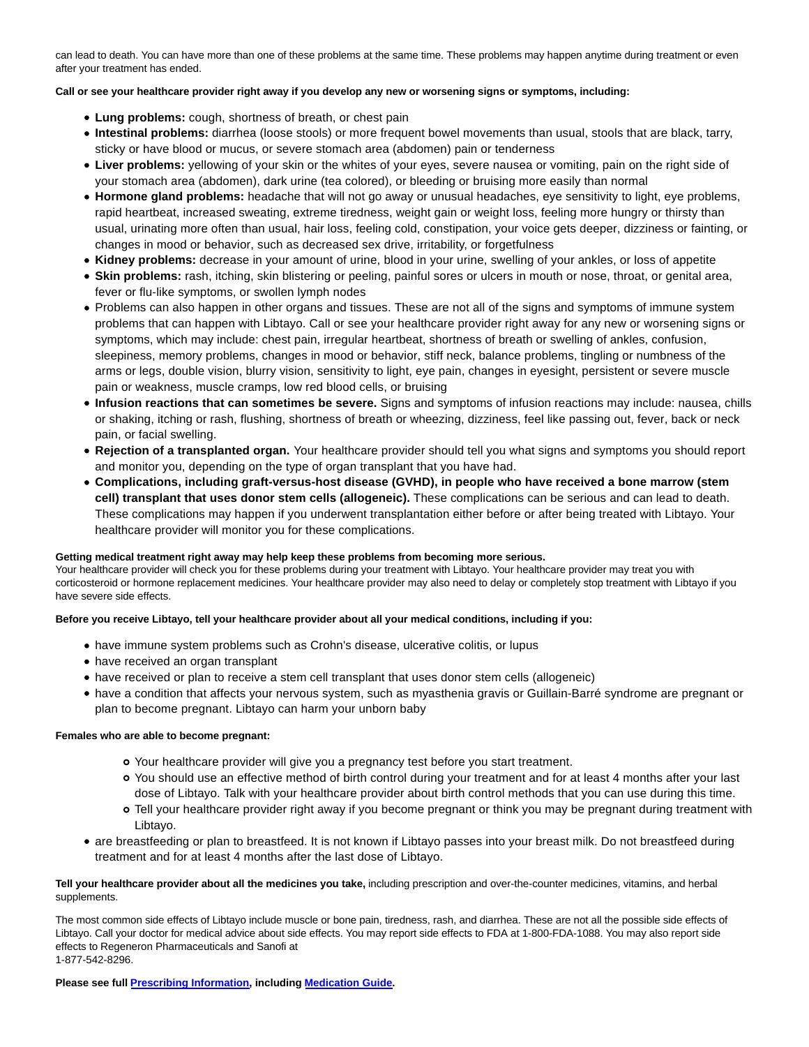can lead to death. You can have more than one of these problems at the same time. These problems may happen anytime during treatment or even after your treatment has ended.

**Call or see your healthcare provider right away if you develop any new or worsening signs or symptoms, including:**

- **Lung problems:** cough, shortness of breath, or chest pain
- **Intestinal problems:** diarrhea (loose stools) or more frequent bowel movements than usual, stools that are black, tarry, sticky or have blood or mucus, or severe stomach area (abdomen) pain or tenderness
- **Liver problems:** yellowing of your skin or the whites of your eyes, severe nausea or vomiting, pain on the right side of your stomach area (abdomen), dark urine (tea colored), or bleeding or bruising more easily than normal
- **Hormone gland problems:** headache that will not go away or unusual headaches, eye sensitivity to light, eye problems, rapid heartbeat, increased sweating, extreme tiredness, weight gain or weight loss, feeling more hungry or thirsty than usual, urinating more often than usual, hair loss, feeling cold, constipation, your voice gets deeper, dizziness or fainting, or changes in mood or behavior, such as decreased sex drive, irritability, or forgetfulness
- **Kidney problems:** decrease in your amount of urine, blood in your urine, swelling of your ankles, or loss of appetite
- **Skin problems:** rash, itching, skin blistering or peeling, painful sores or ulcers in mouth or nose, throat, or genital area, fever or flu-like symptoms, or swollen lymph nodes
- Problems can also happen in other organs and tissues. These are not all of the signs and symptoms of immune system problems that can happen with Libtayo. Call or see your healthcare provider right away for any new or worsening signs or symptoms, which may include: chest pain, irregular heartbeat, shortness of breath or swelling of ankles, confusion, sleepiness, memory problems, changes in mood or behavior, stiff neck, balance problems, tingling or numbness of the arms or legs, double vision, blurry vision, sensitivity to light, eye pain, changes in eyesight, persistent or severe muscle pain or weakness, muscle cramps, low red blood cells, or bruising
- **Infusion reactions that can sometimes be severe.** Signs and symptoms of infusion reactions may include: nausea, chills or shaking, itching or rash, flushing, shortness of breath or wheezing, dizziness, feel like passing out, fever, back or neck pain, or facial swelling.
- **Rejection of a transplanted organ.** Your healthcare provider should tell you what signs and symptoms you should report and monitor you, depending on the type of organ transplant that you have had.
- **Complications, including graft-versus-host disease (GVHD), in people who have received a bone marrow (stem cell) transplant that uses donor stem cells (allogeneic).** These complications can be serious and can lead to death. These complications may happen if you underwent transplantation either before or after being treated with Libtayo. Your healthcare provider will monitor you for these complications.

**Getting medical treatment right away may help keep these problems from becoming more serious.**
Your healthcare provider will check you for these problems during your treatment with Libtayo. Your healthcare provider may treat you with corticosteroid or hormone replacement medicines. Your healthcare provider may also need to delay or completely stop treatment with Libtayo if you have severe side effects.

**Before you receive Libtayo, tell your healthcare provider about all your medical conditions, including if you:**

- have immune system problems such as Crohn's disease, ulcerative colitis, or lupus
- have received an organ transplant
- have received or plan to receive a stem cell transplant that uses donor stem cells (allogeneic)
- have a condition that affects your nervous system, such as myasthenia gravis or Guillain-Barré syndrome are pregnant or plan to become pregnant. Libtayo can harm your unborn baby

**Females who are able to become pregnant:**

  - Your healthcare provider will give you a pregnancy test before you start treatment.
  - You should use an effective method of birth control during your treatment and for at least 4 months after your last dose of Libtayo. Talk with your healthcare provider about birth control methods that you can use during this time.
  - Tell your healthcare provider right away if you become pregnant or think you may be pregnant during treatment with Libtayo.

- are breastfeeding or plan to breastfeed. It is not known if Libtayo passes into your breast milk. Do not breastfeed during treatment and for at least 4 months after the last dose of Libtayo.

**Tell your healthcare provider about all the medicines you take,** including prescription and over-the-counter medicines, vitamins, and herbal supplements.

The most common side effects of Libtayo include muscle or bone pain, tiredness, rash, and diarrhea. These are not all the possible side effects of Libtayo. Call your doctor for medical advice about side effects. You may report side effects to FDA at 1-800-FDA-1088. You may also report side effects to Regeneron Pharmaceuticals and Sanofi at
1-877-542-8296.

**Please see full Prescribing Information, including Medication Guide.**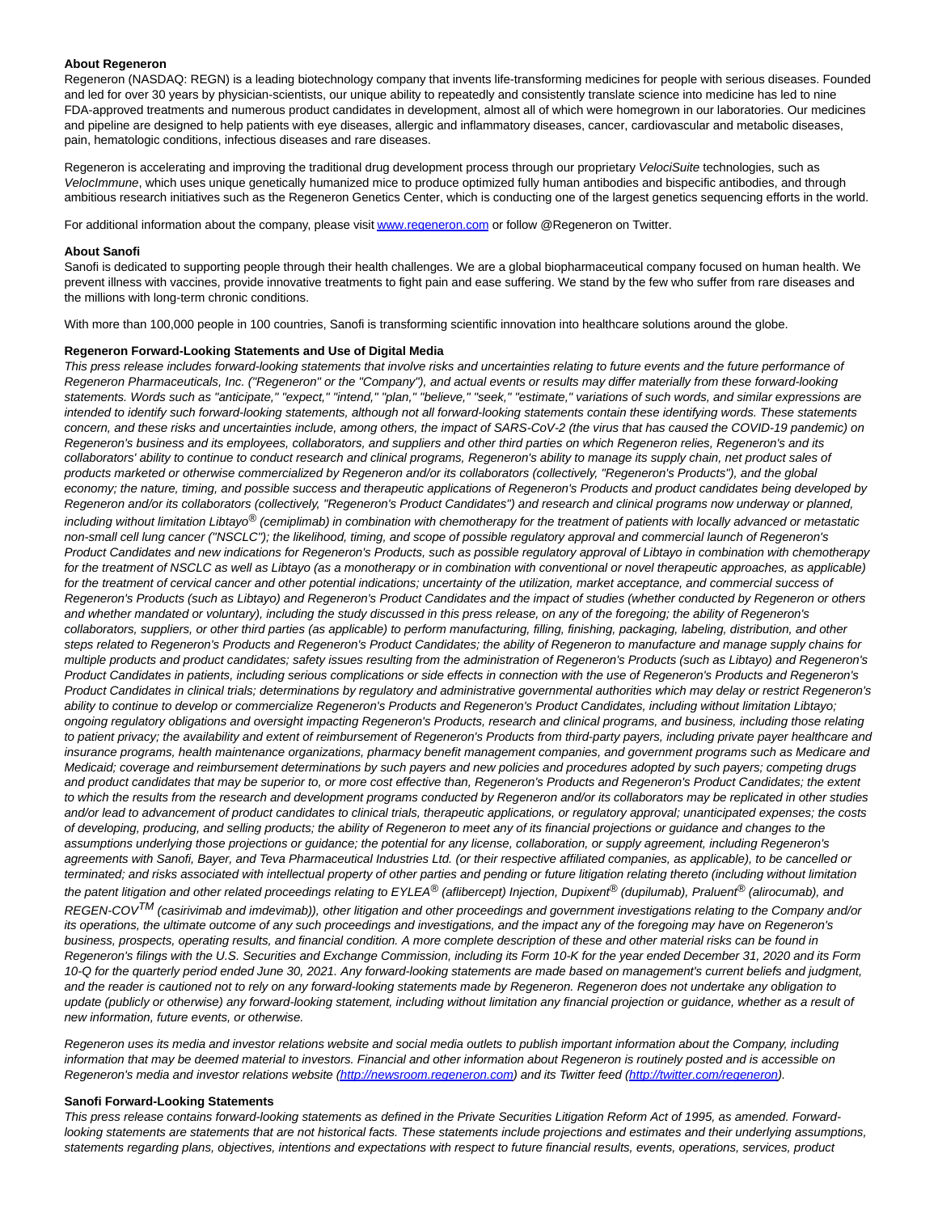**About Regeneron**

Regeneron (NASDAQ: REGN) is a leading biotechnology company that invents life-transforming medicines for people with serious diseases. Founded and led for over 30 years by physician-scientists, our unique ability to repeatedly and consistently translate science into medicine has led to nine FDA-approved treatments and numerous product candidates in development, almost all of which were homegrown in our laboratories. Our medicines and pipeline are designed to help patients with eye diseases, allergic and inflammatory diseases, cancer, cardiovascular and metabolic diseases, pain, hematologic conditions, infectious diseases and rare diseases.

Regeneron is accelerating and improving the traditional drug development process through our proprietary *VelociSuite* technologies, such as *VelocImmune*, which uses unique genetically humanized mice to produce optimized fully human antibodies and bispecific antibodies, and through ambitious research initiatives such as the Regeneron Genetics Center, which is conducting one of the largest genetics sequencing efforts in the world.

For additional information about the company, please visit [www.regeneron.com](www.regeneron.com) or follow @Regeneron on Twitter.

**About Sanofi**

Sanofi is dedicated to supporting people through their health challenges. We are a global biopharmaceutical company focused on human health. We prevent illness with vaccines, provide innovative treatments to fight pain and ease suffering. We stand by the few who suffer from rare diseases and the millions with long-term chronic conditions.

With more than 100,000 people in 100 countries, Sanofi is transforming scientific innovation into healthcare solutions around the globe.

**Regeneron Forward-Looking Statements and Use of Digital Media**

*This press release includes forward-looking statements that involve risks and uncertainties relating to future events and the future performance of Regeneron Pharmaceuticals, Inc. ("Regeneron" or the "Company"), and actual events or results may differ materially from these forward-looking statements. Words such as "anticipate," "expect," "intend," "plan," "believe," "seek," "estimate," variations of such words, and similar expressions are intended to identify such forward-looking statements, although not all forward-looking statements contain these identifying words. These statements concern, and these risks and uncertainties include, among others, the impact of SARS-CoV-2 (the virus that has caused the COVID-19 pandemic) on Regeneron's business and its employees, collaborators, and suppliers and other third parties on which Regeneron relies, Regeneron's and its collaborators' ability to continue to conduct research and clinical programs, Regeneron's ability to manage its supply chain, net product sales of products marketed or otherwise commercialized by Regeneron and/or its collaborators (collectively, "Regeneron's Products"), and the global economy; the nature, timing, and possible success and therapeutic applications of Regeneron's Products and product candidates being developed by Regeneron and/or its collaborators (collectively, "Regeneron's Product Candidates") and research and clinical programs now underway or planned, including without limitation Libtayo® (cemiplimab) in combination with chemotherapy for the treatment of patients with locally advanced or metastatic non-small cell lung cancer ("NSCLC"); the likelihood, timing, and scope of possible regulatory approval and commercial launch of Regeneron's Product Candidates and new indications for Regeneron's Products, such as possible regulatory approval of Libtayo in combination with chemotherapy for the treatment of NSCLC as well as Libtayo (as a monotherapy or in combination with conventional or novel therapeutic approaches, as applicable) for the treatment of cervical cancer and other potential indications; uncertainty of the utilization, market acceptance, and commercial success of Regeneron's Products (such as Libtayo) and Regeneron's Product Candidates and the impact of studies (whether conducted by Regeneron or others and whether mandated or voluntary), including the study discussed in this press release, on any of the foregoing; the ability of Regeneron's collaborators, suppliers, or other third parties (as applicable) to perform manufacturing, filling, finishing, packaging, labeling, distribution, and other steps related to Regeneron's Products and Regeneron's Product Candidates; the ability of Regeneron to manufacture and manage supply chains for multiple products and product candidates; safety issues resulting from the administration of Regeneron's Products (such as Libtayo) and Regeneron's Product Candidates in patients, including serious complications or side effects in connection with the use of Regeneron's Products and Regeneron's Product Candidates in clinical trials; determinations by regulatory and administrative governmental authorities which may delay or restrict Regeneron's ability to continue to develop or commercialize Regeneron's Products and Regeneron's Product Candidates, including without limitation Libtayo; ongoing regulatory obligations and oversight impacting Regeneron's Products, research and clinical programs, and business, including those relating to patient privacy; the availability and extent of reimbursement of Regeneron's Products from third-party payers, including private payer healthcare and insurance programs, health maintenance organizations, pharmacy benefit management companies, and government programs such as Medicare and Medicaid; coverage and reimbursement determinations by such payers and new policies and procedures adopted by such payers; competing drugs and product candidates that may be superior to, or more cost effective than, Regeneron's Products and Regeneron's Product Candidates; the extent to which the results from the research and development programs conducted by Regeneron and/or its collaborators may be replicated in other studies and/or lead to advancement of product candidates to clinical trials, therapeutic applications, or regulatory approval; unanticipated expenses; the costs of developing, producing, and selling products; the ability of Regeneron to meet any of its financial projections or guidance and changes to the assumptions underlying those projections or guidance; the potential for any license, collaboration, or supply agreement, including Regeneron's agreements with Sanofi, Bayer, and Teva Pharmaceutical Industries Ltd. (or their respective affiliated companies, as applicable), to be cancelled or terminated; and risks associated with intellectual property of other parties and pending or future litigation relating thereto (including without limitation the patent litigation and other related proceedings relating to EYLEA® (aflibercept) Injection, Dupixent® (dupilumab), Praluent® (alirocumab), and REGEN-COV™ (casirivimab and imdevimab)), other litigation and other proceedings and government investigations relating to the Company and/or its operations, the ultimate outcome of any such proceedings and investigations, and the impact any of the foregoing may have on Regeneron's business, prospects, operating results, and financial condition. A more complete description of these and other material risks can be found in Regeneron's filings with the U.S. Securities and Exchange Commission, including its Form 10-K for the year ended December 31, 2020 and its Form 10-Q for the quarterly period ended June 30, 2021. Any forward-looking statements are made based on management's current beliefs and judgment, and the reader is cautioned not to rely on any forward-looking statements made by Regeneron. Regeneron does not undertake any obligation to update (publicly or otherwise) any forward-looking statement, including without limitation any financial projection or guidance, whether as a result of new information, future events, or otherwise.*

*Regeneron uses its media and investor relations website and social media outlets to publish important information about the Company, including information that may be deemed material to investors. Financial and other information about Regeneron is routinely posted and is accessible on Regeneron's media and investor relations website ([http://newsroom.regeneron.com](http://newsroom.regeneron.com)) and its Twitter feed ([http://twitter.com/regeneron](http://twitter.com/regeneron)).*

**Sanofi Forward-Looking Statements**

*This press release contains forward-looking statements as defined in the Private Securities Litigation Reform Act of 1995, as amended. Forward-looking statements are statements that are not historical facts. These statements include projections and estimates and their underlying assumptions, statements regarding plans, objectives, intentions and expectations with respect to future financial results, events, operations, services, product*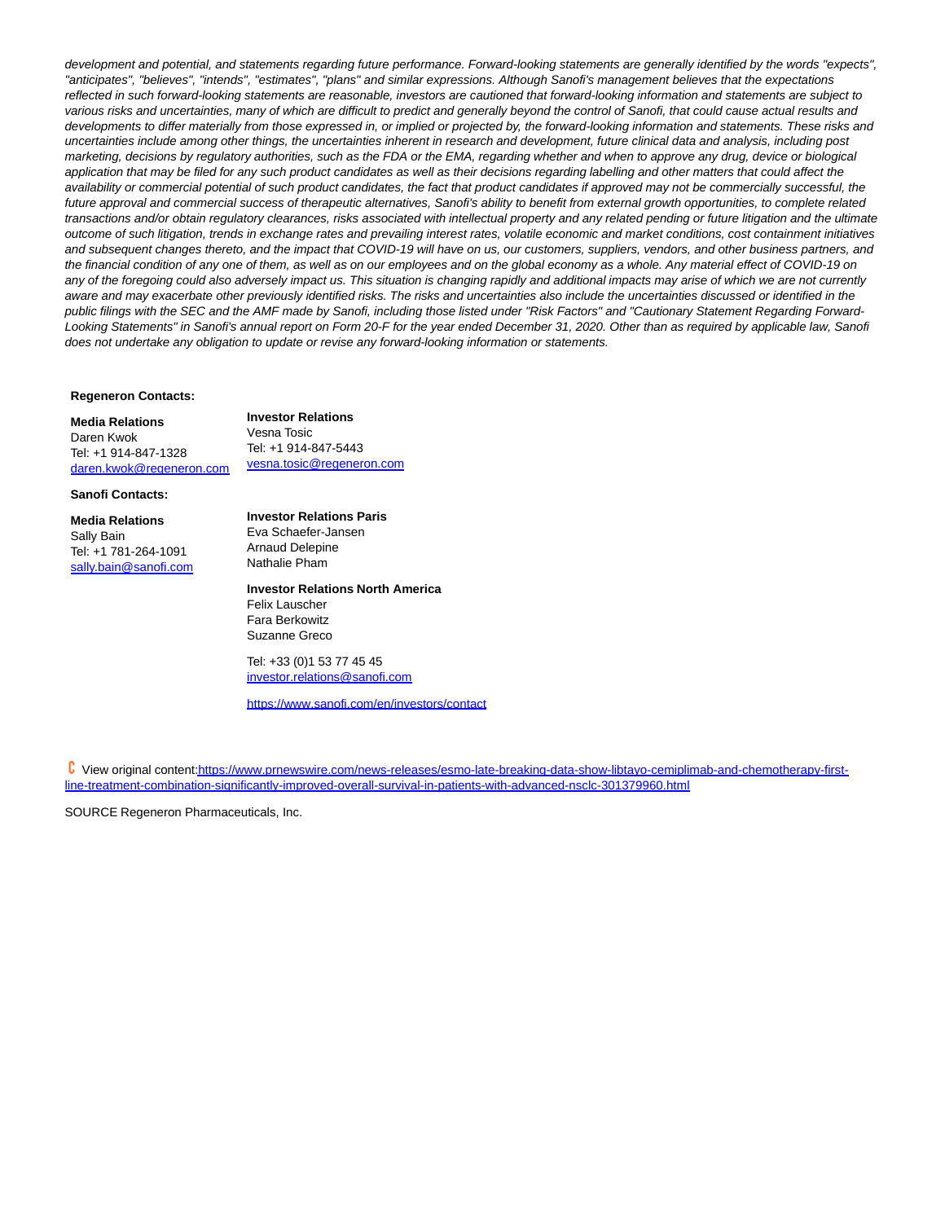*development and potential, and statements regarding future performance. Forward-looking statements are generally identified by the words "expects", "anticipates", "believes", "intends", "estimates", "plans" and similar expressions. Although Sanofi's management believes that the expectations reflected in such forward-looking statements are reasonable, investors are cautioned that forward-looking information and statements are subject to various risks and uncertainties, many of which are difficult to predict and generally beyond the control of Sanofi, that could cause actual results and developments to differ materially from those expressed in, or implied or projected by, the forward-looking information and statements. These risks and uncertainties include among other things, the uncertainties inherent in research and development, future clinical data and analysis, including post marketing, decisions by regulatory authorities, such as the FDA or the EMA, regarding whether and when to approve any drug, device or biological application that may be filed for any such product candidates as well as their decisions regarding labelling and other matters that could affect the availability or commercial potential of such product candidates, the fact that product candidates if approved may not be commercially successful, the future approval and commercial success of therapeutic alternatives, Sanofi's ability to benefit from external growth opportunities, to complete related transactions and/or obtain regulatory clearances, risks associated with intellectual property and any related pending or future litigation and the ultimate outcome of such litigation, trends in exchange rates and prevailing interest rates, volatile economic and market conditions, cost containment initiatives and subsequent changes thereto, and the impact that COVID-19 will have on us, our customers, suppliers, vendors, and other business partners, and the financial condition of any one of them, as well as on our employees and on the global economy as a whole. Any material effect of COVID-19 on any of the foregoing could also adversely impact us. This situation is changing rapidly and additional impacts may arise of which we are not currently aware and may exacerbate other previously identified risks. The risks and uncertainties also include the uncertainties discussed or identified in the public filings with the SEC and the AMF made by Sanofi, including those listed under "Risk Factors" and "Cautionary Statement Regarding Forward-Looking Statements" in Sanofi's annual report on Form 20-F for the year ended December 31, 2020. Other than as required by applicable law, Sanofi does not undertake any obligation to update or revise any forward-looking information or statements.*

**Regeneron Contacts:**

**Media Relations**
Daren Kwok
Tel: +1 914-847-1328
daren.kwok@regeneron.com

**Investor Relations**
Vesna Tosic
Tel: +1 914-847-5443
vesna.tosic@regeneron.com

**Sanofi Contacts:**

**Media Relations**
Sally Bain
Tel: +1 781-264-1091
sally.bain@sanofi.com

**Investor Relations Paris**
Eva Schaefer-Jansen
Arnaud Delepine
Nathalie Pham

**Investor Relations North America**
Felix Lauscher
Fara Berkowitz
Suzanne Greco

Tel: +33 (0)1 53 77 45 45
investor.relations@sanofi.com

https://www.sanofi.com/en/investors/contact

View original content:https://www.prnewswire.com/news-releases/esmo-late-breaking-data-show-libtayo-cemiplimab-and-chemotherapy-first-line-treatment-combination-significantly-improved-overall-survival-in-patients-with-advanced-nsclc-301379960.html

SOURCE Regeneron Pharmaceuticals, Inc.